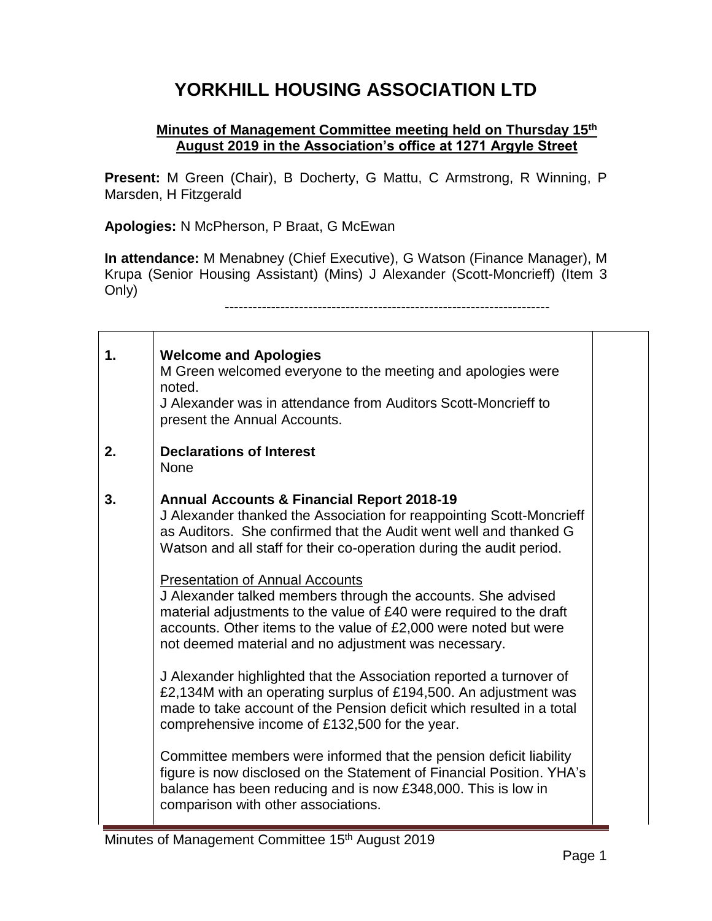# YORKHILL HOUSING ASSOCIATION LTD

**Minutes of Management Committee meeting held on Thursday 15th August 2019 in the Association's office at 1271 Argyle Street**

**Present:** M Green (Chair), B Docherty, G Mattu, C Armstrong, R Winning, P Marsden, H Fitzgerald

**Apologies:** N McPherson, P Braat, G McEwan

**In attendance:** M Menabney (Chief Executive), G Watson (Finance Manager), M Krupa (Senior Housing Assistant) (Mins) J Alexander (Scott-Moncrieff) (Item 3 Only)

---

| | | |
|---|---|---|
| **1.** | **Welcome and Apologies**<br>M Green welcomed everyone to the meeting and apologies were noted.<br>J Alexander was in attendance from Auditors Scott-Moncrieff to present the Annual Accounts. | |
| **2.** | **Declarations of Interest**<br>None | |
| **3.** | **Annual Accounts & Financial Report 2018-19**<br>J Alexander thanked the Association for reappointing Scott-Moncrieff as Auditors. She confirmed that the Audit went well and thanked G Watson and all staff for their co-operation during the audit period.<br><br><u>Presentation of Annual Accounts</u><br>J Alexander talked members through the accounts. She advised material adjustments to the value of £40 were required to the draft accounts. Other items to the value of £2,000 were noted but were not deemed material and no adjustment was necessary.<br><br>J Alexander highlighted that the Association reported a turnover of £2,134M with an operating surplus of £194,500. An adjustment was made to take account of the Pension deficit which resulted in a total comprehensive income of £132,500 for the year.<br><br>Committee members were informed that the pension deficit liability figure is now disclosed on the Statement of Financial Position. YHA's balance has been reducing and is now £348,000. This is low in comparison with other associations. | |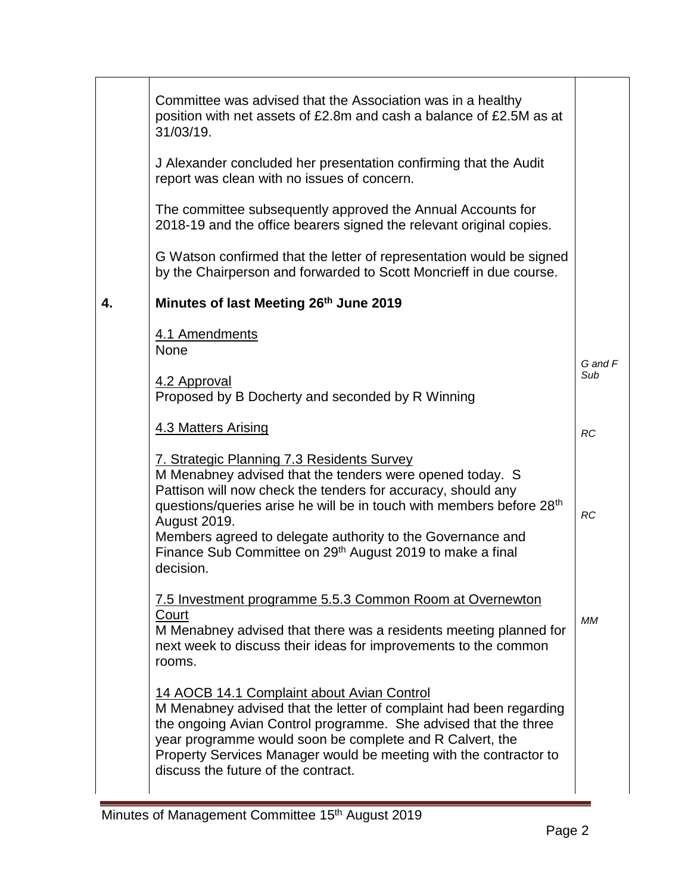| | | |
|---|---|---|
| | Committee was advised that the Association was in a healthy position with net assets of £2.8m and cash a balance of £2.5M as at 31/03/19.<br><br>J Alexander concluded her presentation confirming that the Audit report was clean with no issues of concern.<br><br>The committee subsequently approved the Annual Accounts for 2018-19 and the office bearers signed the relevant original copies.<br><br>G Watson confirmed that the letter of representation would be signed by the Chairperson and forwarded to Scott Moncrieff in due course. | |
| **4.** | **Minutes of last Meeting 26th June 2019** | |
| | 4.1 Amendments<br>None | |
| | 4.2 Approval<br>Proposed by B Docherty and seconded by R Winning | *G and F Sub* |
| | 4.3 Matters Arising | *RC* |
| | 7. Strategic Planning 7.3 Residents Survey<br>M Menabney advised that the tenders were opened today. S Pattison will now check the tenders for accuracy, should any questions/queries arise he will be in touch with members before 28th August 2019.<br>Members agreed to delegate authority to the Governance and Finance Sub Committee on 29th August 2019 to make a final decision. | *RC* |
| | 7.5 Investment programme 5.5.3 Common Room at Overnewton Court<br>M Menabney advised that there was a residents meeting planned for next week to discuss their ideas for improvements to the common rooms. | *MM* |
| | 14 AOCB 14.1 Complaint about Avian Control<br>M Menabney advised that the letter of complaint had been regarding the ongoing Avian Control programme. She advised that the three year programme would soon be complete and R Calvert, the Property Services Manager would be meeting with the contractor to discuss the future of the contract. | |

Minutes of Management Committee 15th August 2019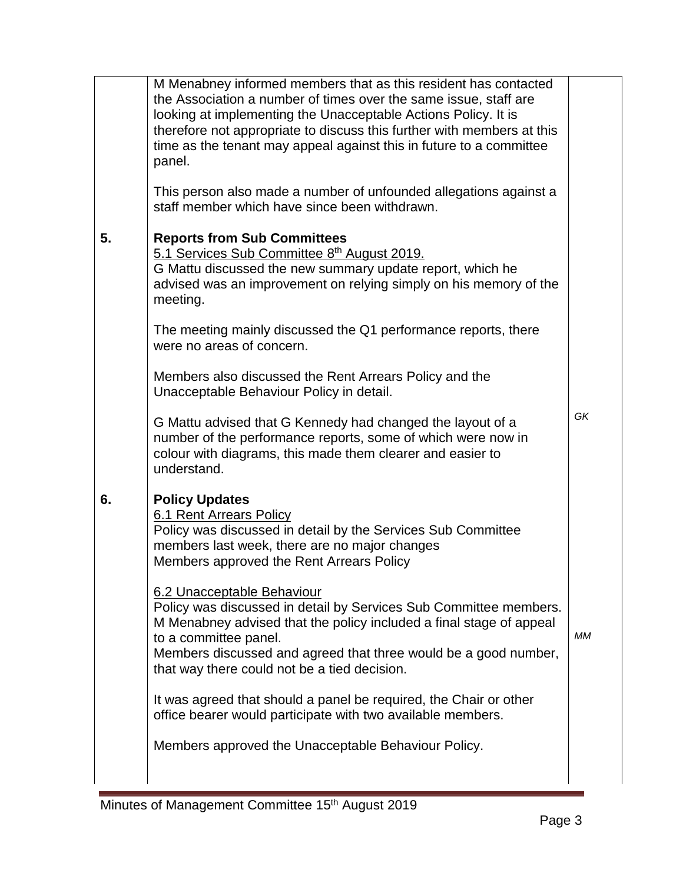| | | |
|---|---|---|
| | M Menabney informed members that as this resident has contacted the Association a number of times over the same issue, staff are looking at implementing the Unacceptable Actions Policy. It is therefore not appropriate to discuss this further with members at this time as the tenant may appeal against this in future to a committee panel.<br><br>This person also made a number of unfounded allegations against a staff member which have since been withdrawn. | |
| **5.** | **Reports from Sub Committees**<br><u>5.1 Services Sub Committee 8th August 2019.</u><br>G Mattu discussed the new summary update report, which he advised was an improvement on relying simply on his memory of the meeting.<br><br>The meeting mainly discussed the Q1 performance reports, there were no areas of concern.<br><br>Members also discussed the Rent Arrears Policy and the Unacceptable Behaviour Policy in detail.<br><br>G Mattu advised that G Kennedy had changed the layout of a number of the performance reports, some of which were now in colour with diagrams, this made them clearer and easier to understand. | *GK* |
| **6.** | **Policy Updates**<br><u>6.1 Rent Arrears Policy</u><br>Policy was discussed in detail by the Services Sub Committee members last week, there are no major changes<br>Members approved the Rent Arrears Policy<br><br><u>6.2 Unacceptable Behaviour</u><br>Policy was discussed in detail by Services Sub Committee members. M Menabney advised that the policy included a final stage of appeal to a committee panel.<br>Members discussed and agreed that three would be a good number, that way there could not be a tied decision.<br><br>It was agreed that should a panel be required, the Chair or other office bearer would participate with two available members.<br><br>Members approved the Unacceptable Behaviour Policy. | *MM* |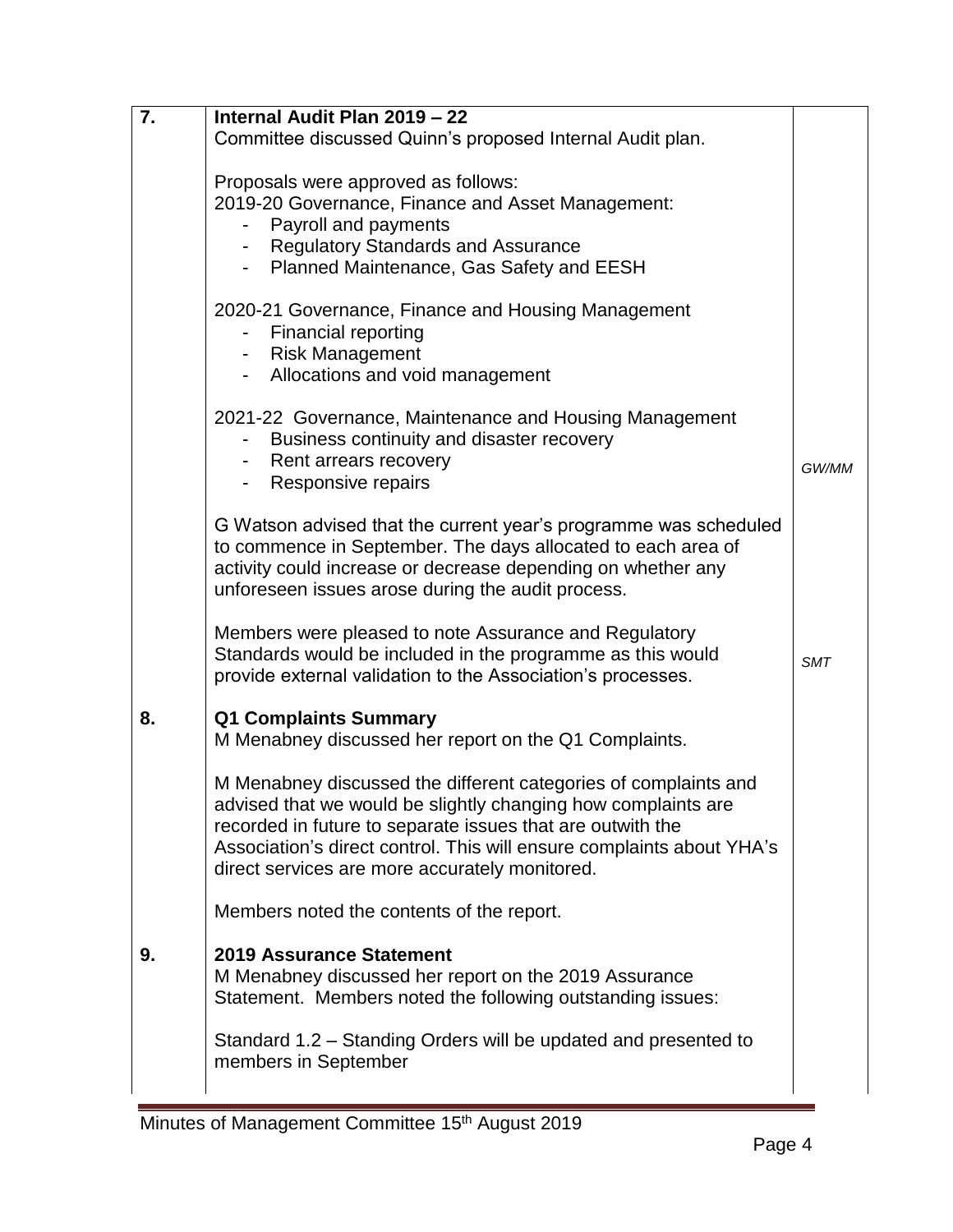| | | |
|---|---|---|
| **7.** | **Internal Audit Plan 2019 – 22**<br>Committee discussed Quinn's proposed Internal Audit plan.<br><br>Proposals were approved as follows:<br>2019-20 Governance, Finance and Asset Management:<br>- Payroll and payments<br>- Regulatory Standards and Assurance<br>- Planned Maintenance, Gas Safety and EESH<br><br>2020-21 Governance, Finance and Housing Management<br>- Financial reporting<br>- Risk Management<br>- Allocations and void management<br><br>2021-22 Governance, Maintenance and Housing Management<br>- Business continuity and disaster recovery<br>- Rent arrears recovery<br>- Responsive repairs | *GW/MM* |
| | G Watson advised that the current year's programme was scheduled to commence in September. The days allocated to each area of activity could increase or decrease depending on whether any unforeseen issues arose during the audit process.<br><br>Members were pleased to note Assurance and Regulatory Standards would be included in the programme as this would provide external validation to the Association's processes. | *SMT* |
| **8.** | **Q1 Complaints Summary**<br>M Menabney discussed her report on the Q1 Complaints.<br><br>M Menabney discussed the different categories of complaints and advised that we would be slightly changing how complaints are recorded in future to separate issues that are outwith the Association's direct control. This will ensure complaints about YHA's direct services are more accurately monitored.<br><br>Members noted the contents of the report. | |
| **9.** | **2019 Assurance Statement**<br>M Menabney discussed her report on the 2019 Assurance Statement. Members noted the following outstanding issues:<br><br>Standard 1.2 – Standing Orders will be updated and presented to members in September | |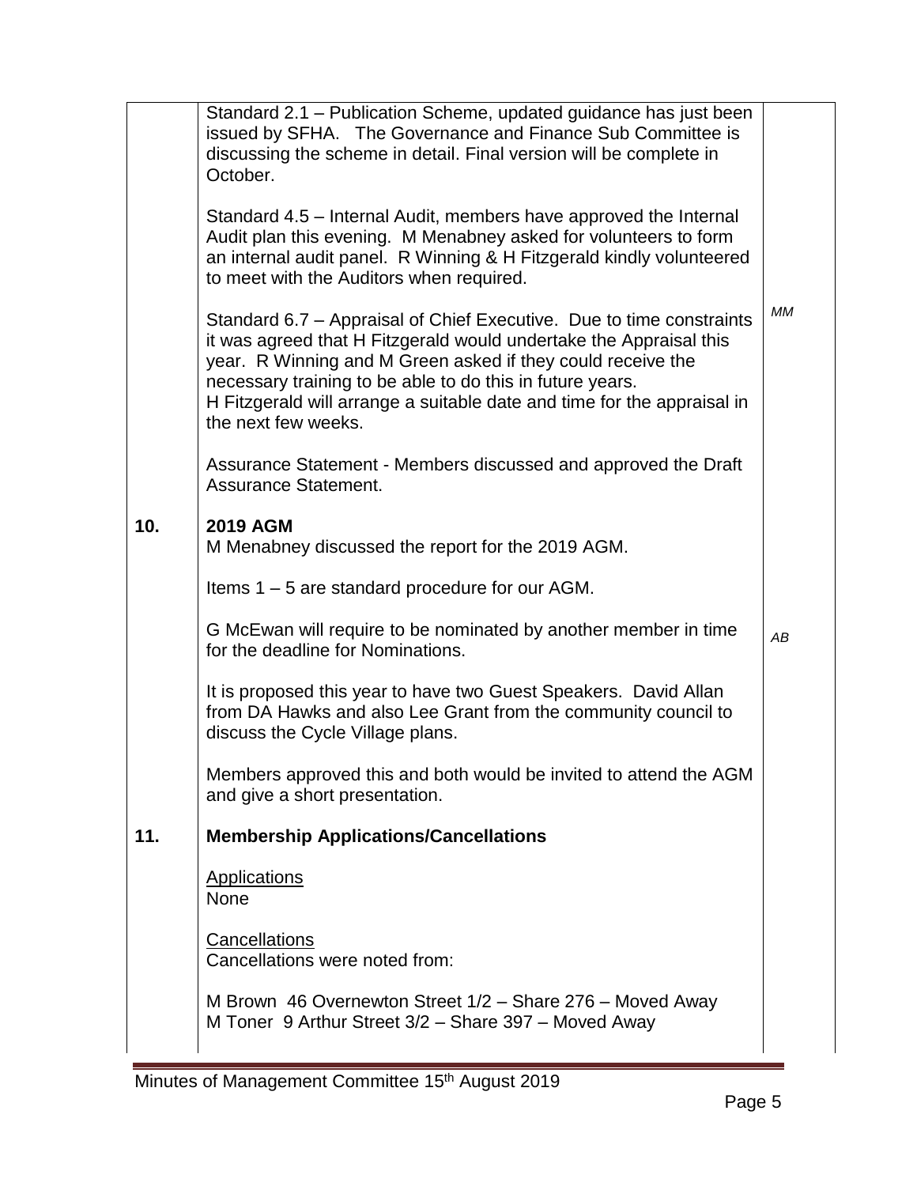| | | |
|---|---|---|
| | Standard 2.1 – Publication Scheme, updated guidance has just been issued by SFHA. The Governance and Finance Sub Committee is discussing the scheme in detail. Final version will be complete in October. | |
| | Standard 4.5 – Internal Audit, members have approved the Internal Audit plan this evening. M Menabney asked for volunteers to form an internal audit panel. R Winning & H Fitzgerald kindly volunteered to meet with the Auditors when required. | |
| | Standard 6.7 – Appraisal of Chief Executive. Due to time constraints it was agreed that H Fitzgerald would undertake the Appraisal this year. R Winning and M Green asked if they could receive the necessary training to be able to do this in future years.<br>H Fitzgerald will arrange a suitable date and time for the appraisal in the next few weeks. | *MM* |
| | Assurance Statement - Members discussed and approved the Draft Assurance Statement. | |
| **10.** | **2019 AGM**<br>M Menabney discussed the report for the 2019 AGM. | |
| | Items 1 – 5 are standard procedure for our AGM. | |
| | G McEwan will require to be nominated by another member in time for the deadline for Nominations. | *AB* |
| | It is proposed this year to have two Guest Speakers. David Allan from DA Hawks and also Lee Grant from the community council to discuss the Cycle Village plans. | |
| | Members approved this and both would be invited to attend the AGM and give a short presentation. | |
| **11.** | **Membership Applications/Cancellations** | |
| | <u>Applications</u><br>None | |
| | <u>Cancellations</u><br>Cancellations were noted from: | |
| | M Brown 46 Overnewton Street 1/2 – Share 276 – Moved Away<br>M Toner 9 Arthur Street 3/2 – Share 397 – Moved Away | |

Minutes of Management Committee 15th August 2019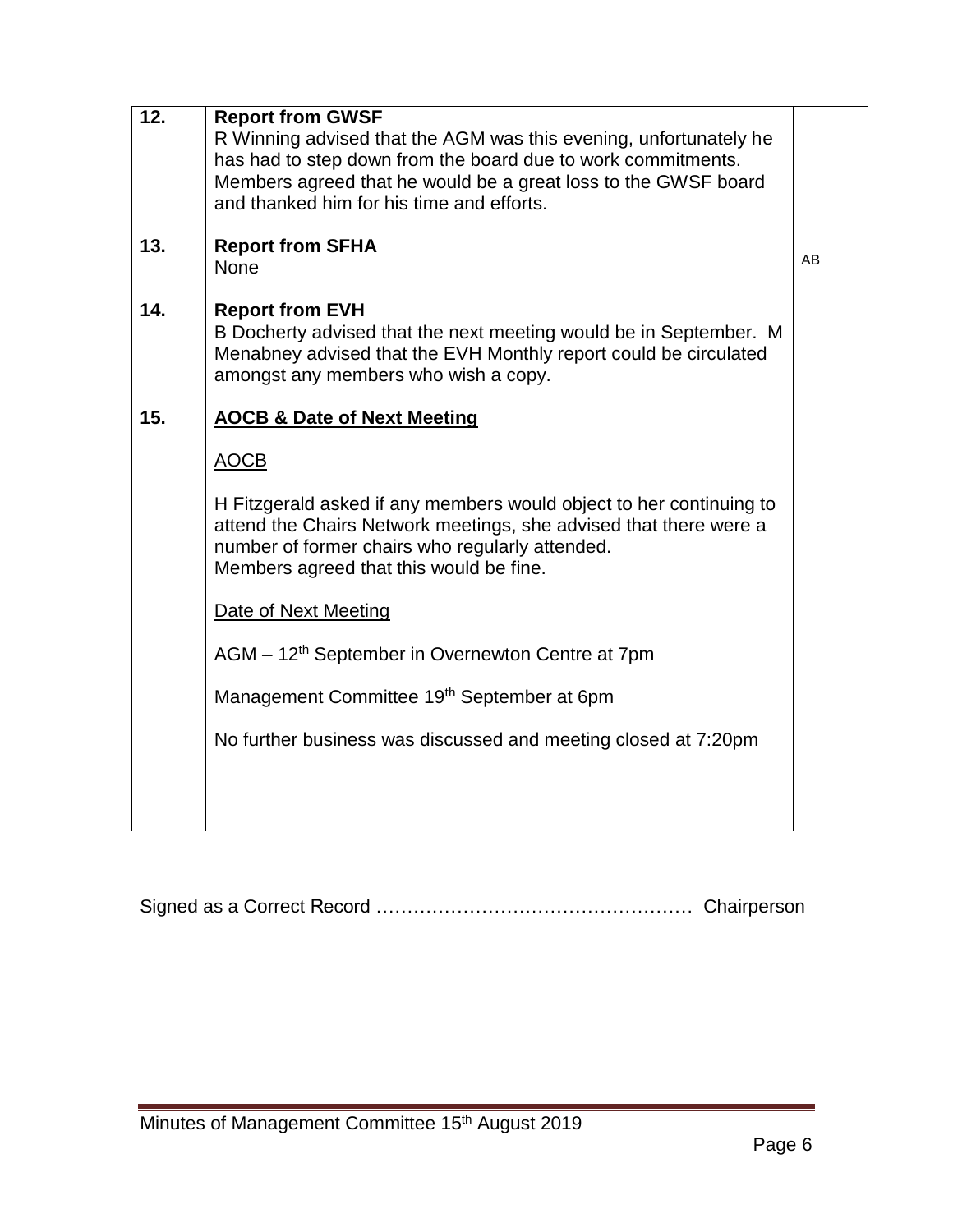| | | |
|---|---|---|
| **12.** | **Report from GWSF**<br>R Winning advised that the AGM was this evening, unfortunately he has had to step down from the board due to work commitments. Members agreed that he would be a great loss to the GWSF board and thanked him for his time and efforts. | |
| **13.** | **Report from SFHA**<br>None | AB |
| **14.** | **Report from EVH**<br>B Docherty advised that the next meeting would be in September. M Menabney advised that the EVH Monthly report could be circulated amongst any members who wish a copy. | |
| **15.** | **AOCB & Date of Next Meeting**<br><br>AOCB<br><br>H Fitzgerald asked if any members would object to her continuing to attend the Chairs Network meetings, she advised that there were a number of former chairs who regularly attended.<br>Members agreed that this would be fine.<br><br>Date of Next Meeting<br><br>AGM – 12th September in Overnewton Centre at 7pm<br><br>Management Committee 19th September at 6pm<br><br>No further business was discussed and meeting closed at 7:20pm | |

Signed as a Correct Record …………………………………………… Chairperson

Minutes of Management Committee 15th August 2019